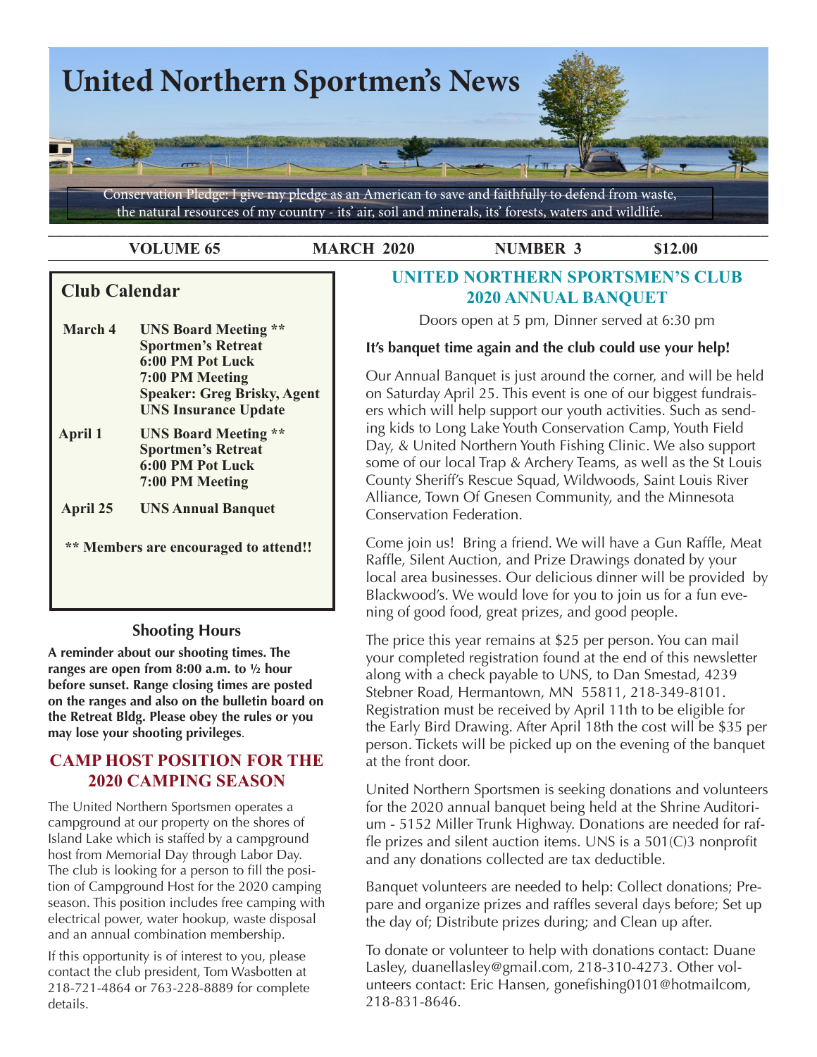# United Northern Sportmen's News

Conservation Pledge: I give my pledge as an American to save and faithfully to defend from waste, the natural resources of my country - its' air, soil and minerals, its' forests, waters and wildlife.

**VOLUME 65 — MARCH 2020 — NUMBER 3 — $12.00**

## Club Calendar

| | |
|---|---|
| **March 4** | **UNS Board Meeting \*\*** **Sportmen's Retreat** **6:00 PM Pot Luck** **7:00 PM Meeting** **Speaker: Greg Brisky, Agent** **UNS Insurance Update** |
| **April 1** | **UNS Board Meeting \*\*** **Sportmen's Retreat** **6:00 PM Pot Luck** **7:00 PM Meeting** |
| **April 25** | **UNS Annual Banquet** |

**\*\* Members are encouraged to attend!!**

### Shooting Hours

**A reminder about our shooting times. The ranges are open from 8:00 a.m. to ½ hour before sunset. Range closing times are posted on the ranges and also on the bulletin board on the Retreat Bldg. Please obey the rules or you may lose your shooting privileges**.

## CAMP HOST POSITION FOR THE 2020 CAMPING SEASON

The United Northern Sportsmen operates a campground at our property on the shores of Island Lake which is staffed by a campground host from Memorial Day through Labor Day. The club is looking for a person to fill the position of Campground Host for the 2020 camping season. This position includes free camping with electrical power, water hookup, waste disposal and an annual combination membership.

If this opportunity is of interest to you, please contact the club president, Tom Wasbotten at 218-721-4864 or 763-228-8889 for complete details.

## UNITED NORTHERN SPORTSMEN'S CLUB 2020 ANNUAL BANQUET

Doors open at 5 pm, Dinner served at 6:30 pm

**It's banquet time again and the club could use your help!**

Our Annual Banquet is just around the corner, and will be held on Saturday April 25. This event is one of our biggest fundraisers which will help support our youth activities. Such as sending kids to Long Lake Youth Conservation Camp, Youth Field Day, & United Northern Youth Fishing Clinic. We also support some of our local Trap & Archery Teams, as well as the St Louis County Sheriff's Rescue Squad, Wildwoods, Saint Louis River Alliance, Town Of Gnesen Community, and the Minnesota Conservation Federation.

Come join us! Bring a friend. We will have a Gun Raffle, Meat Raffle, Silent Auction, and Prize Drawings donated by your local area businesses. Our delicious dinner will be provided by Blackwood's. We would love for you to join us for a fun evening of good food, great prizes, and good people.

The price this year remains at $25 per person. You can mail your completed registration found at the end of this newsletter along with a check payable to UNS, to Dan Smestad, 4239 Stebner Road, Hermantown, MN 55811, 218-349-8101. Registration must be received by April 11th to be eligible for the Early Bird Drawing. After April 18th the cost will be $35 per person. Tickets will be picked up on the evening of the banquet at the front door.

United Northern Sportsmen is seeking donations and volunteers for the 2020 annual banquet being held at the Shrine Auditorium - 5152 Miller Trunk Highway. Donations are needed for raffle prizes and silent auction items. UNS is a 501(C)3 nonprofit and any donations collected are tax deductible.

Banquet volunteers are needed to help: Collect donations; Prepare and organize prizes and raffles several days before; Set up the day of; Distribute prizes during; and Clean up after.

To donate or volunteer to help with donations contact: Duane Lasley, duanellasley@gmail.com, 218-310-4273. Other volunteers contact: Eric Hansen, gonefishing0101@hotmailcom, 218-831-8646.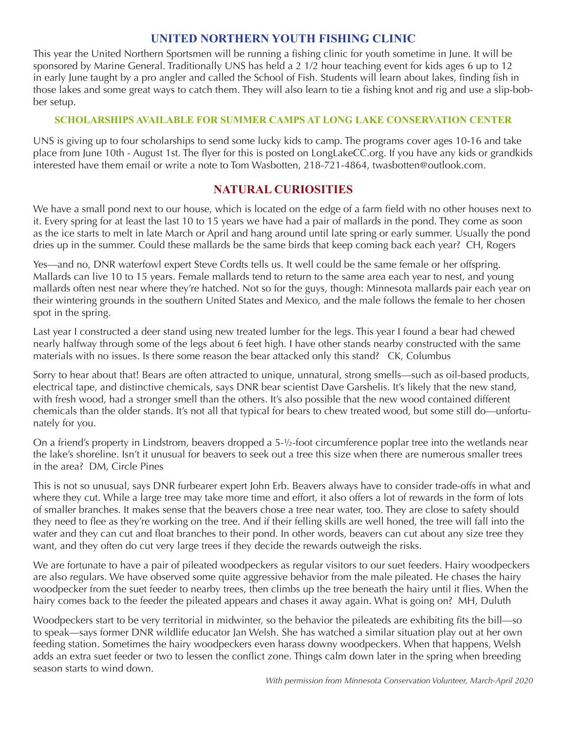## UNITED NORTHERN YOUTH FISHING CLINIC

This year the United Northern Sportsmen will be running a fishing clinic for youth sometime in June. It will be sponsored by Marine General. Traditionally UNS has held a 2 1/2 hour teaching event for kids ages 6 up to 12 in early June taught by a pro angler and called the School of Fish. Students will learn about lakes, finding fish in those lakes and some great ways to catch them. They will also learn to tie a fishing knot and rig and use a slip-bobber setup.

### SCHOLARSHIPS AVAILABLE FOR SUMMER CAMPS AT LONG LAKE CONSERVATION CENTER

UNS is giving up to four scholarships to send some lucky kids to camp. The programs cover ages 10-16 and take place from June 10th - August 1st. The flyer for this is posted on LongLakeCC.org. If you have any kids or grandkids interested have them email or write a note to Tom Wasbotten, 218-721-4864, twasbotten@outlook.com.

## NATURAL CURIOSITIES

We have a small pond next to our house, which is located on the edge of a farm field with no other houses next to it. Every spring for at least the last 10 to 15 years we have had a pair of mallards in the pond. They come as soon as the ice starts to melt in late March or April and hang around until late spring or early summer. Usually the pond dries up in the summer. Could these mallards be the same birds that keep coming back each year? CH, Rogers

Yes—and no, DNR waterfowl expert Steve Cordts tells us. It well could be the same female or her offspring. Mallards can live 10 to 15 years. Female mallards tend to return to the same area each year to nest, and young mallards often nest near where they're hatched. Not so for the guys, though: Minnesota mallards pair each year on their wintering grounds in the southern United States and Mexico, and the male follows the female to her chosen spot in the spring.

Last year I constructed a deer stand using new treated lumber for the legs. This year I found a bear had chewed nearly halfway through some of the legs about 6 feet high. I have other stands nearby constructed with the same materials with no issues. Is there some reason the bear attacked only this stand? CK, Columbus

Sorry to hear about that! Bears are often attracted to unique, unnatural, strong smells—such as oil-based products, electrical tape, and distinctive chemicals, says DNR bear scientist Dave Garshelis. It's likely that the new stand, with fresh wood, had a stronger smell than the others. It's also possible that the new wood contained different chemicals than the older stands. It's not all that typical for bears to chew treated wood, but some still do—unfortunately for you.

On a friend's property in Lindstrom, beavers dropped a 5-½-foot circumference poplar tree into the wetlands near the lake's shoreline. Isn't it unusual for beavers to seek out a tree this size when there are numerous smaller trees in the area? DM, Circle Pines

This is not so unusual, says DNR furbearer expert John Erb. Beavers always have to consider trade-offs in what and where they cut. While a large tree may take more time and effort, it also offers a lot of rewards in the form of lots of smaller branches. It makes sense that the beavers chose a tree near water, too. They are close to safety should they need to flee as they're working on the tree. And if their felling skills are well honed, the tree will fall into the water and they can cut and float branches to their pond. In other words, beavers can cut about any size tree they want, and they often do cut very large trees if they decide the rewards outweigh the risks.

We are fortunate to have a pair of pileated woodpeckers as regular visitors to our suet feeders. Hairy woodpeckers are also regulars. We have observed some quite aggressive behavior from the male pileated. He chases the hairy woodpecker from the suet feeder to nearby trees, then climbs up the tree beneath the hairy until it flies. When the hairy comes back to the feeder the pileated appears and chases it away again. What is going on? MH, Duluth

Woodpeckers start to be very territorial in midwinter, so the behavior the pileateds are exhibiting fits the bill—so to speak—says former DNR wildlife educator Jan Welsh. She has watched a similar situation play out at her own feeding station. Sometimes the hairy woodpeckers even harass downy woodpeckers. When that happens, Welsh adds an extra suet feeder or two to lessen the conflict zone. Things calm down later in the spring when breeding season starts to wind down.

*With permission from Minnesota Conservation Volunteer, March-April 2020*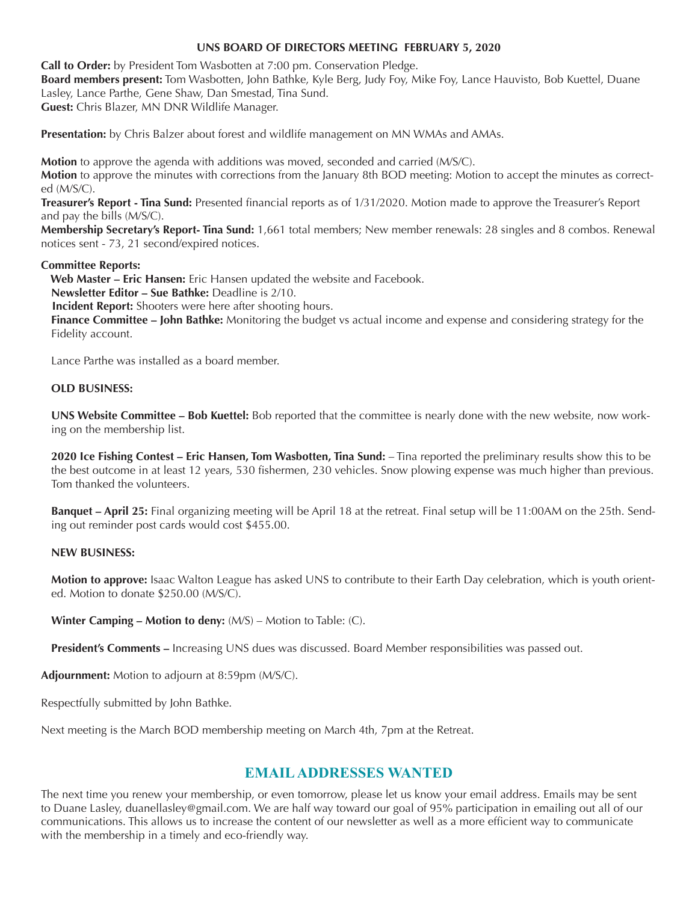## UNS BOARD OF DIRECTORS MEETING FEBRUARY 5, 2020

**Call to Order:** by President Tom Wasbotten at 7:00 pm. Conservation Pledge.
**Board members present:** Tom Wasbotten, John Bathke, Kyle Berg, Judy Foy, Mike Foy, Lance Hauvisto, Bob Kuettel, Duane Lasley, Lance Parthe, Gene Shaw, Dan Smestad, Tina Sund.
**Guest:** Chris Blazer, MN DNR Wildlife Manager.

**Presentation:** by Chris Balzer about forest and wildlife management on MN WMAs and AMAs.

**Motion** to approve the agenda with additions was moved, seconded and carried (M/S/C).
**Motion** to approve the minutes with corrections from the January 8th BOD meeting: Motion to accept the minutes as corrected (M/S/C).
**Treasurer's Report - Tina Sund:** Presented financial reports as of 1/31/2020. Motion made to approve the Treasurer's Report and pay the bills (M/S/C).
**Membership Secretary's Report- Tina Sund:** 1,661 total members; New member renewals: 28 singles and 8 combos. Renewal notices sent - 73, 21 second/expired notices.

**Committee Reports:**

**Web Master – Eric Hansen:** Eric Hansen updated the website and Facebook.
**Newsletter Editor – Sue Bathke:** Deadline is 2/10.
**Incident Report:** Shooters were here after shooting hours.
**Finance Committee – John Bathke:** Monitoring the budget vs actual income and expense and considering strategy for the Fidelity account.

Lance Parthe was installed as a board member.

**OLD BUSINESS:**

**UNS Website Committee – Bob Kuettel:** Bob reported that the committee is nearly done with the new website, now working on the membership list.

**2020 Ice Fishing Contest – Eric Hansen, Tom Wasbotten, Tina Sund:** – Tina reported the preliminary results show this to be the best outcome in at least 12 years, 530 fishermen, 230 vehicles. Snow plowing expense was much higher than previous. Tom thanked the volunteers.

**Banquet – April 25:** Final organizing meeting will be April 18 at the retreat. Final setup will be 11:00AM on the 25th. Sending out reminder post cards would cost $455.00.

**NEW BUSINESS:**

**Motion to approve:** Isaac Walton League has asked UNS to contribute to their Earth Day celebration, which is youth oriented. Motion to donate $250.00 (M/S/C).

**Winter Camping – Motion to deny:** (M/S) – Motion to Table: (C).

**President's Comments –** Increasing UNS dues was discussed. Board Member responsibilities was passed out.

**Adjournment:** Motion to adjourn at 8:59pm (M/S/C).

Respectfully submitted by John Bathke.

Next meeting is the March BOD membership meeting on March 4th, 7pm at the Retreat.

## EMAIL ADDRESSES WANTED

The next time you renew your membership, or even tomorrow, please let us know your email address. Emails may be sent to Duane Lasley, duanellasley@gmail.com. We are half way toward our goal of 95% participation in emailing out all of our communications. This allows us to increase the content of our newsletter as well as a more efficient way to communicate with the membership in a timely and eco-friendly way.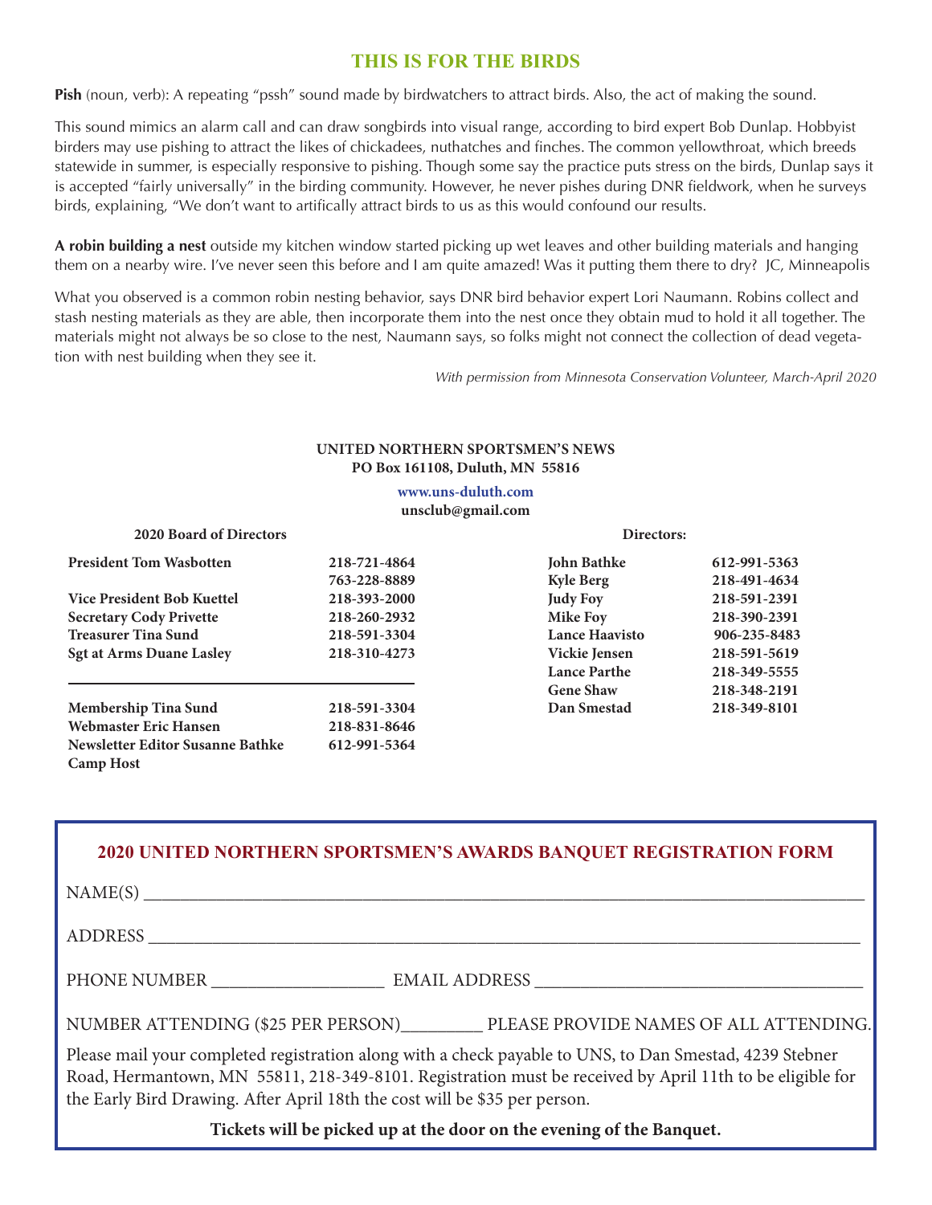## THIS IS FOR THE BIRDS

**Pish** (noun, verb): A repeating "pssh" sound made by birdwatchers to attract birds. Also, the act of making the sound.

This sound mimics an alarm call and can draw songbirds into visual range, according to bird expert Bob Dunlap. Hobbyist birders may use pishing to attract the likes of chickadees, nuthatches and finches. The common yellowthroat, which breeds statewide in summer, is especially responsive to pishing. Though some say the practice puts stress on the birds, Dunlap says it is accepted "fairly universally" in the birding community. However, he never pishes during DNR fieldwork, when he surveys birds, explaining, "We don't want to artifically attract birds to us as this would confound our results.

**A robin building a nest** outside my kitchen window started picking up wet leaves and other building materials and hanging them on a nearby wire. I've never seen this before and I am quite amazed! Was it putting them there to dry? JC, Minneapolis

What you observed is a common robin nesting behavior, says DNR bird behavior expert Lori Naumann. Robins collect and stash nesting materials as they are able, then incorporate them into the nest once they obtain mud to hold it all together. The materials might not always be so close to the nest, Naumann says, so folks might not connect the collection of dead vegetation with nest building when they see it.

*With permission from Minnesota Conservation Volunteer, March-April 2020*

**UNITED NORTHERN SPORTSMEN'S NEWS**
**PO Box 161108, Duluth, MN 55816**

**www.uns-duluth.com**
**unsclub@gmail.com**

**2020 Board of Directors**

| | |
|---|---|
| **President Tom Wasbotten** | **218-721-4864** |
| | **763-228-8889** |
| **Vice President Bob Kuettel** | **218-393-2000** |
| **Secretary Cody Privette** | **218-260-2932** |
| **Treasurer Tina Sund** | **218-591-3304** |
| **Sgt at Arms Duane Lasley** | **218-310-4273** |

| | |
|---|---|
| **Membership Tina Sund** | **218-591-3304** |
| **Webmaster Eric Hansen** | **218-831-8646** |
| **Newsletter Editor Susanne Bathke** | **612-991-5364** |
| **Camp Host** | |

**Directors:**

| | |
|---|---|
| **John Bathke** | **612-991-5363** |
| **Kyle Berg** | **218-491-4634** |
| **Judy Foy** | **218-591-2391** |
| **Mike Foy** | **218-390-2391** |
| **Lance Haavisto** | **906-235-8483** |
| **Vickie Jensen** | **218-591-5619** |
| **Lance Parthe** | **218-349-5555** |
| **Gene Shaw** | **218-348-2191** |
| **Dan Smestad** | **218-349-8101** |

## 2020 UNITED NORTHERN SPORTSMEN'S AWARDS BANQUET REGISTRATION FORM

NAME(S) ______________________________________________

ADDRESS ______________________________________________

PHONE NUMBER ____________________ EMAIL ADDRESS ______________________________

NUMBER ATTENDING ($25 PER PERSON)_________ PLEASE PROVIDE NAMES OF ALL ATTENDING.

Please mail your completed registration along with a check payable to UNS, to Dan Smestad, 4239 Stebner Road, Hermantown, MN 55811, 218-349-8101. Registration must be received by April 11th to be eligible for the Early Bird Drawing. After April 18th the cost will be $35 per person.

**Tickets will be picked up at the door on the evening of the Banquet.**